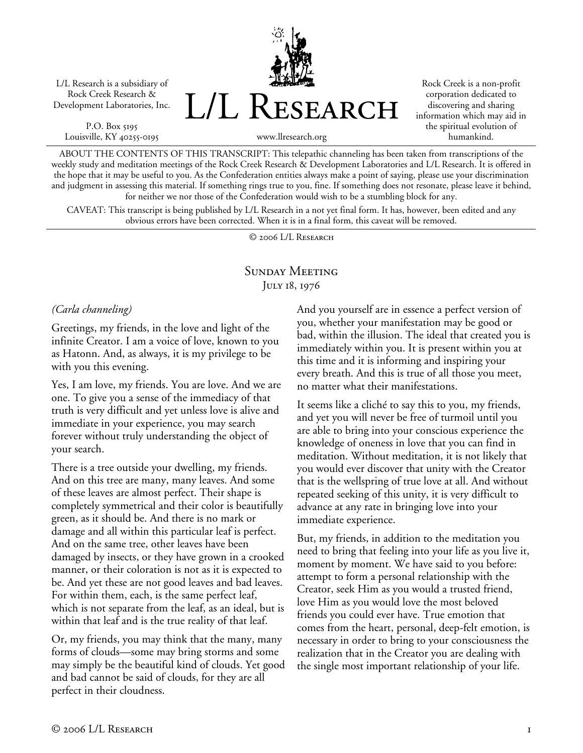L/L Research is a subsidiary of Rock Creek Research & Development Laboratories, Inc.

P.O. Box 5195
Louisville, KY 40255-0195

# L/L Research

www.llresearch.org

Rock Creek is a non-profit corporation dedicated to discovering and sharing information which may aid in the spiritual evolution of humankind.

ABOUT THE CONTENTS OF THIS TRANSCRIPT: This telepathic channeling has been taken from transcriptions of the weekly study and meditation meetings of the Rock Creek Research & Development Laboratories and L/L Research. It is offered in the hope that it may be useful to you. As the Confederation entities always make a point of saying, please use your discrimination and judgment in assessing this material. If something rings true to you, fine. If something does not resonate, please leave it behind, for neither we nor those of the Confederation would wish to be a stumbling block for any.

CAVEAT: This transcript is being published by L/L Research in a not yet final form. It has, however, been edited and any obvious errors have been corrected. When it is in a final form, this caveat will be removed.

© 2006 L/L Research

## Sunday Meeting
July 18, 1976

*(Carla channeling)*

Greetings, my friends, in the love and light of the infinite Creator. I am a voice of love, known to you as Hatonn. And, as always, it is my privilege to be with you this evening.

Yes, I am love, my friends. You are love. And we are one. To give you a sense of the immediacy of that truth is very difficult and yet unless love is alive and immediate in your experience, you may search forever without truly understanding the object of your search.

There is a tree outside your dwelling, my friends. And on this tree are many, many leaves. And some of these leaves are almost perfect. Their shape is completely symmetrical and their color is beautifully green, as it should be. And there is no mark or damage and all within this particular leaf is perfect. And on the same tree, other leaves have been damaged by insects, or they have grown in a crooked manner, or their coloration is not as it is expected to be. And yet these are not good leaves and bad leaves. For within them, each, is the same perfect leaf, which is not separate from the leaf, as an ideal, but is within that leaf and is the true reality of that leaf.

Or, my friends, you may think that the many, many forms of clouds—some may bring storms and some may simply be the beautiful kind of clouds. Yet good and bad cannot be said of clouds, for they are all perfect in their cloudness.

And you yourself are in essence a perfect version of you, whether your manifestation may be good or bad, within the illusion. The ideal that created you is immediately within you. It is present within you at this time and it is informing and inspiring your every breath. And this is true of all those you meet, no matter what their manifestations.

It seems like a cliché to say this to you, my friends, and yet you will never be free of turmoil until you are able to bring into your conscious experience the knowledge of oneness in love that you can find in meditation. Without meditation, it is not likely that you would ever discover that unity with the Creator that is the wellspring of true love at all. And without repeated seeking of this unity, it is very difficult to advance at any rate in bringing love into your immediate experience.

But, my friends, in addition to the meditation you need to bring that feeling into your life as you live it, moment by moment. We have said to you before: attempt to form a personal relationship with the Creator, seek Him as you would a trusted friend, love Him as you would love the most beloved friends you could ever have. True emotion that comes from the heart, personal, deep-felt emotion, is necessary in order to bring to your consciousness the realization that in the Creator you are dealing with the single most important relationship of your life.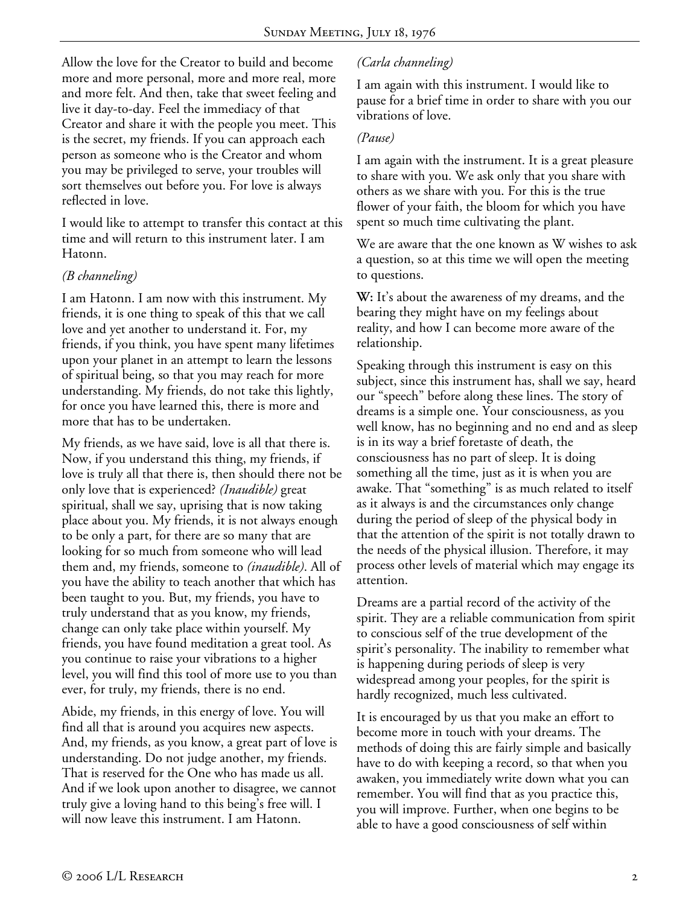Allow the love for the Creator to build and become more and more personal, more and more real, more and more felt. And then, take that sweet feeling and live it day-to-day. Feel the immediacy of that Creator and share it with the people you meet. This is the secret, my friends. If you can approach each person as someone who is the Creator and whom you may be privileged to serve, your troubles will sort themselves out before you. For love is always reflected in love.

I would like to attempt to transfer this contact at this time and will return to this instrument later. I am Hatonn.

*(B channeling)*

I am Hatonn. I am now with this instrument. My friends, it is one thing to speak of this that we call love and yet another to understand it. For, my friends, if you think, you have spent many lifetimes upon your planet in an attempt to learn the lessons of spiritual being, so that you may reach for more understanding. My friends, do not take this lightly, for once you have learned this, there is more and more that has to be undertaken.

My friends, as we have said, love is all that there is. Now, if you understand this thing, my friends, if love is truly all that there is, then should there not be only love that is experienced? *(Inaudible)* great spiritual, shall we say, uprising that is now taking place about you. My friends, it is not always enough to be only a part, for there are so many that are looking for so much from someone who will lead them and, my friends, someone to *(inaudible)*. All of you have the ability to teach another that which has been taught to you. But, my friends, you have to truly understand that as you know, my friends, change can only take place within yourself. My friends, you have found meditation a great tool. As you continue to raise your vibrations to a higher level, you will find this tool of more use to you than ever, for truly, my friends, there is no end.

Abide, my friends, in this energy of love. You will find all that is around you acquires new aspects. And, my friends, as you know, a great part of love is understanding. Do not judge another, my friends. That is reserved for the One who has made us all. And if we look upon another to disagree, we cannot truly give a loving hand to this being's free will. I will now leave this instrument. I am Hatonn.

*(Carla channeling)*

I am again with this instrument. I would like to pause for a brief time in order to share with you our vibrations of love.

*(Pause)*

I am again with the instrument. It is a great pleasure to share with you. We ask only that you share with others as we share with you. For this is the true flower of your faith, the bloom for which you have spent so much time cultivating the plant.

We are aware that the one known as W wishes to ask a question, so at this time we will open the meeting to questions.

**W:** It's about the awareness of my dreams, and the bearing they might have on my feelings about reality, and how I can become more aware of the relationship.

Speaking through this instrument is easy on this subject, since this instrument has, shall we say, heard our "speech" before along these lines. The story of dreams is a simple one. Your consciousness, as you well know, has no beginning and no end and as sleep is in its way a brief foretaste of death, the consciousness has no part of sleep. It is doing something all the time, just as it is when you are awake. That "something" is as much related to itself as it always is and the circumstances only change during the period of sleep of the physical body in that the attention of the spirit is not totally drawn to the needs of the physical illusion. Therefore, it may process other levels of material which may engage its attention.

Dreams are a partial record of the activity of the spirit. They are a reliable communication from spirit to conscious self of the true development of the spirit's personality. The inability to remember what is happening during periods of sleep is very widespread among your peoples, for the spirit is hardly recognized, much less cultivated.

It is encouraged by us that you make an effort to become more in touch with your dreams. The methods of doing this are fairly simple and basically have to do with keeping a record, so that when you awaken, you immediately write down what you can remember. You will find that as you practice this, you will improve. Further, when one begins to be able to have a good consciousness of self within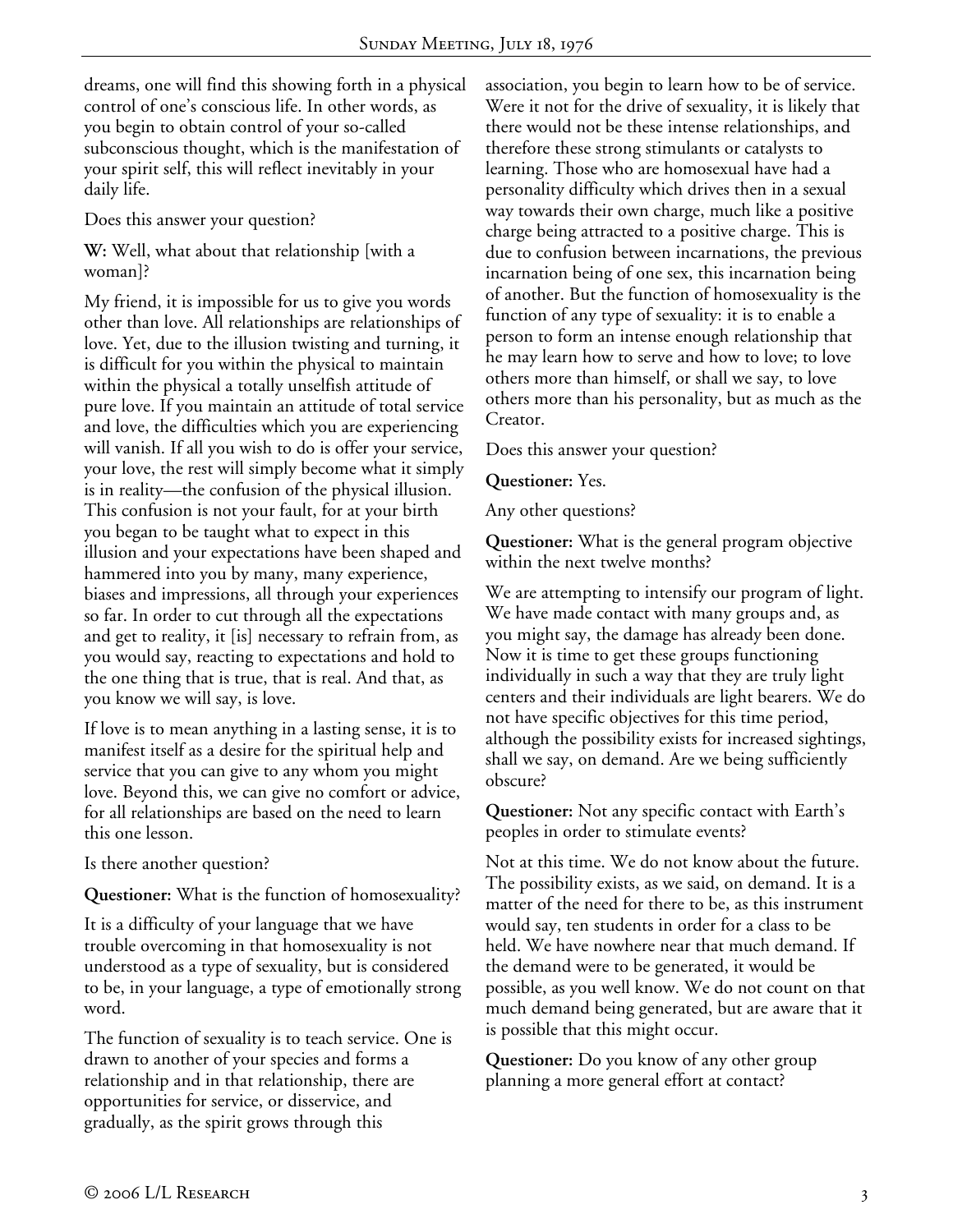dreams, one will find this showing forth in a physical control of one's conscious life. In other words, as you begin to obtain control of your so-called subconscious thought, which is the manifestation of your spirit self, this will reflect inevitably in your daily life.

Does this answer your question?

**W:** Well, what about that relationship [with a woman]?

My friend, it is impossible for us to give you words other than love. All relationships are relationships of love. Yet, due to the illusion twisting and turning, it is difficult for you within the physical to maintain within the physical a totally unselfish attitude of pure love. If you maintain an attitude of total service and love, the difficulties which you are experiencing will vanish. If all you wish to do is offer your service, your love, the rest will simply become what it simply is in reality—the confusion of the physical illusion. This confusion is not your fault, for at your birth you began to be taught what to expect in this illusion and your expectations have been shaped and hammered into you by many, many experience, biases and impressions, all through your experiences so far. In order to cut through all the expectations and get to reality, it [is] necessary to refrain from, as you would say, reacting to expectations and hold to the one thing that is true, that is real. And that, as you know we will say, is love.

If love is to mean anything in a lasting sense, it is to manifest itself as a desire for the spiritual help and service that you can give to any whom you might love. Beyond this, we can give no comfort or advice, for all relationships are based on the need to learn this one lesson.

Is there another question?

**Questioner:** What is the function of homosexuality?

It is a difficulty of your language that we have trouble overcoming in that homosexuality is not understood as a type of sexuality, but is considered to be, in your language, a type of emotionally strong word.

The function of sexuality is to teach service. One is drawn to another of your species and forms a relationship and in that relationship, there are opportunities for service, or disservice, and gradually, as the spirit grows through this association, you begin to learn how to be of service. Were it not for the drive of sexuality, it is likely that there would not be these intense relationships, and therefore these strong stimulants or catalysts to learning. Those who are homosexual have had a personality difficulty which drives then in a sexual way towards their own charge, much like a positive charge being attracted to a positive charge. This is due to confusion between incarnations, the previous incarnation being of one sex, this incarnation being of another. But the function of homosexuality is the function of any type of sexuality: it is to enable a person to form an intense enough relationship that he may learn how to serve and how to love; to love others more than himself, or shall we say, to love others more than his personality, but as much as the Creator.

Does this answer your question?

**Questioner:** Yes.

Any other questions?

**Questioner:** What is the general program objective within the next twelve months?

We are attempting to intensify our program of light. We have made contact with many groups and, as you might say, the damage has already been done. Now it is time to get these groups functioning individually in such a way that they are truly light centers and their individuals are light bearers. We do not have specific objectives for this time period, although the possibility exists for increased sightings, shall we say, on demand. Are we being sufficiently obscure?

**Questioner:** Not any specific contact with Earth's peoples in order to stimulate events?

Not at this time. We do not know about the future. The possibility exists, as we said, on demand. It is a matter of the need for there to be, as this instrument would say, ten students in order for a class to be held. We have nowhere near that much demand. If the demand were to be generated, it would be possible, as you well know. We do not count on that much demand being generated, but are aware that it is possible that this might occur.

**Questioner:** Do you know of any other group planning a more general effort at contact?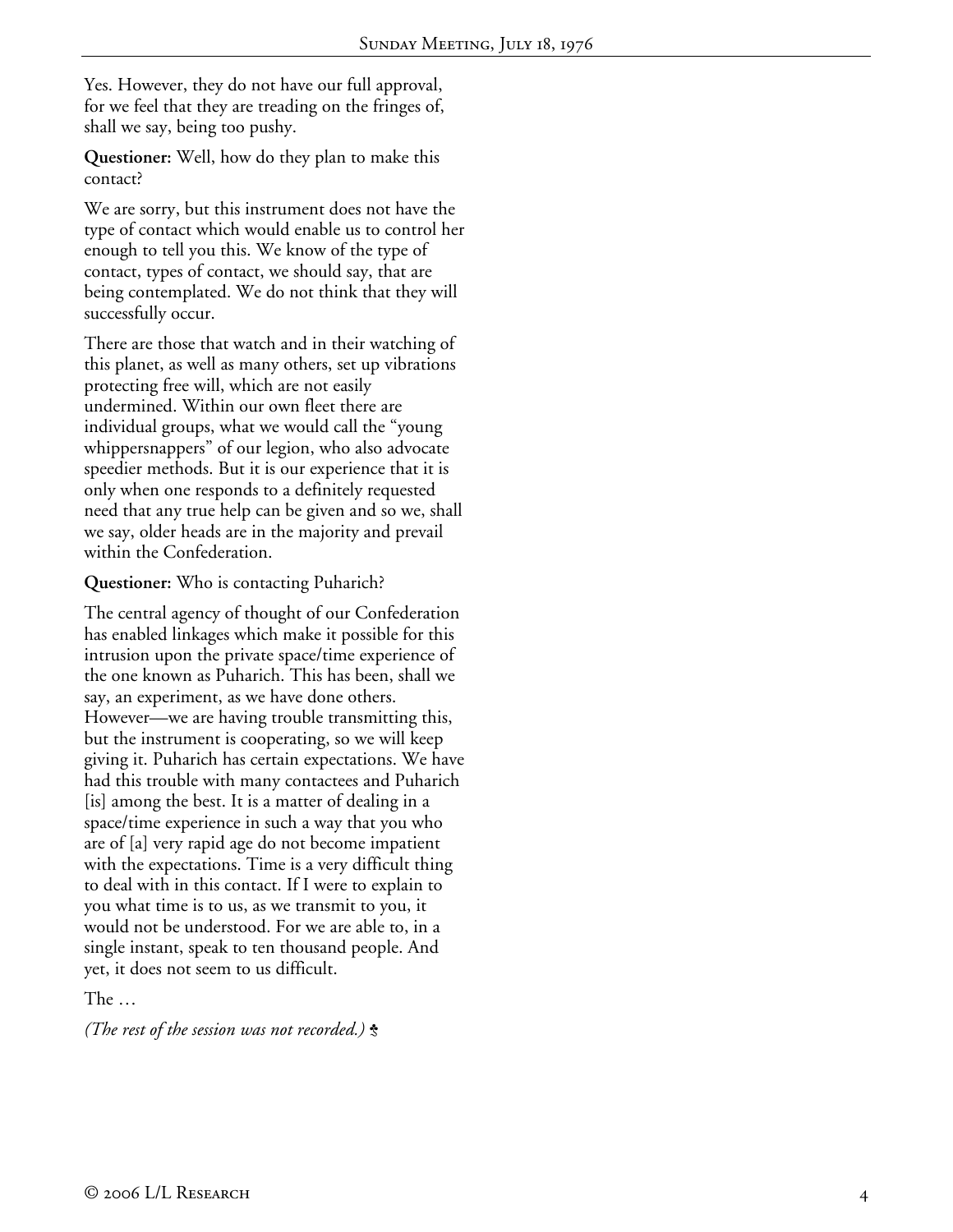Yes. However, they do not have our full approval, for we feel that they are treading on the fringes of, shall we say, being too pushy.

**Questioner:** Well, how do they plan to make this contact?

We are sorry, but this instrument does not have the type of contact which would enable us to control her enough to tell you this. We know of the type of contact, types of contact, we should say, that are being contemplated. We do not think that they will successfully occur.

There are those that watch and in their watching of this planet, as well as many others, set up vibrations protecting free will, which are not easily undermined. Within our own fleet there are individual groups, what we would call the "young whippersnappers" of our legion, who also advocate speedier methods. But it is our experience that it is only when one responds to a definitely requested need that any true help can be given and so we, shall we say, older heads are in the majority and prevail within the Confederation.

**Questioner:** Who is contacting Puharich?

The central agency of thought of our Confederation has enabled linkages which make it possible for this intrusion upon the private space/time experience of the one known as Puharich. This has been, shall we say, an experiment, as we have done others. However—we are having trouble transmitting this, but the instrument is cooperating, so we will keep giving it. Puharich has certain expectations. We have had this trouble with many contactees and Puharich [is] among the best. It is a matter of dealing in a space/time experience in such a way that you who are of [a] very rapid age do not become impatient with the expectations. Time is a very difficult thing to deal with in this contact. If I were to explain to you what time is to us, as we transmit to you, it would not be understood. For we are able to, in a single instant, speak to ten thousand people. And yet, it does not seem to us difficult.

The …

*(The rest of the session was not recorded.)*

© 2006 L/L Research